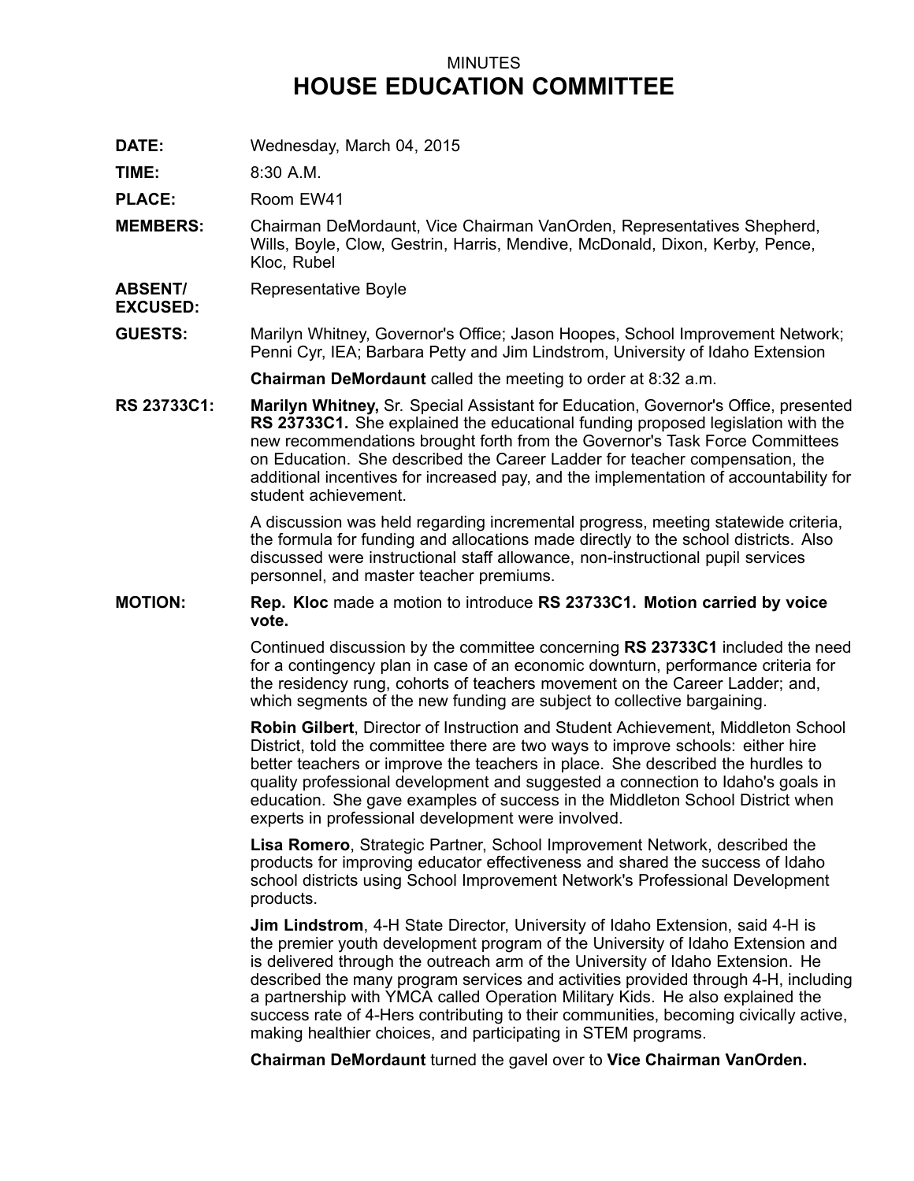MINUTES

# HOUSE EDUCATION COMMITTEE

**DATE:** Wednesday, March 04, 2015

**TIME:** 8:30 A.M.

**PLACE:** Room EW41

**MEMBERS:** Chairman DeMordaunt, Vice Chairman VanOrden, Representatives Shepherd, Wills, Boyle, Clow, Gestrin, Harris, Mendive, McDonald, Dixon, Kerby, Pence, Kloc, Rubel

**ABSENT/ EXCUSED:** Representative Boyle

**GUESTS:** Marilyn Whitney, Governor's Office; Jason Hoopes, School Improvement Network; Penni Cyr, IEA; Barbara Petty and Jim Lindstrom, University of Idaho Extension

**Chairman DeMordaunt** called the meeting to order at 8:32 a.m.

**RS 23733C1:** **Marilyn Whitney,** Sr. Special Assistant for Education, Governor's Office, presented **RS 23733C1.** She explained the educational funding proposed legislation with the new recommendations brought forth from the Governor's Task Force Committees on Education. She described the Career Ladder for teacher compensation, the additional incentives for increased pay, and the implementation of accountability for student achievement.

A discussion was held regarding incremental progress, meeting statewide criteria, the formula for funding and allocations made directly to the school districts. Also discussed were instructional staff allowance, non-instructional pupil services personnel, and master teacher premiums.

**MOTION:** **Rep. Kloc** made a motion to introduce **RS 23733C1. Motion carried by voice vote.**

Continued discussion by the committee concerning **RS 23733C1** included the need for a contingency plan in case of an economic downturn, performance criteria for the residency rung, cohorts of teachers movement on the Career Ladder; and, which segments of the new funding are subject to collective bargaining.

**Robin Gilbert**, Director of Instruction and Student Achievement, Middleton School District, told the committee there are two ways to improve schools: either hire better teachers or improve the teachers in place. She described the hurdles to quality professional development and suggested a connection to Idaho's goals in education. She gave examples of success in the Middleton School District when experts in professional development were involved.

**Lisa Romero**, Strategic Partner, School Improvement Network, described the products for improving educator effectiveness and shared the success of Idaho school districts using School Improvement Network's Professional Development products.

**Jim Lindstrom**, 4-H State Director, University of Idaho Extension, said 4-H is the premier youth development program of the University of Idaho Extension and is delivered through the outreach arm of the University of Idaho Extension. He described the many program services and activities provided through 4-H, including a partnership with YMCA called Operation Military Kids. He also explained the success rate of 4-Hers contributing to their communities, becoming civically active, making healthier choices, and participating in STEM programs.

**Chairman DeMordaunt** turned the gavel over to **Vice Chairman VanOrden.**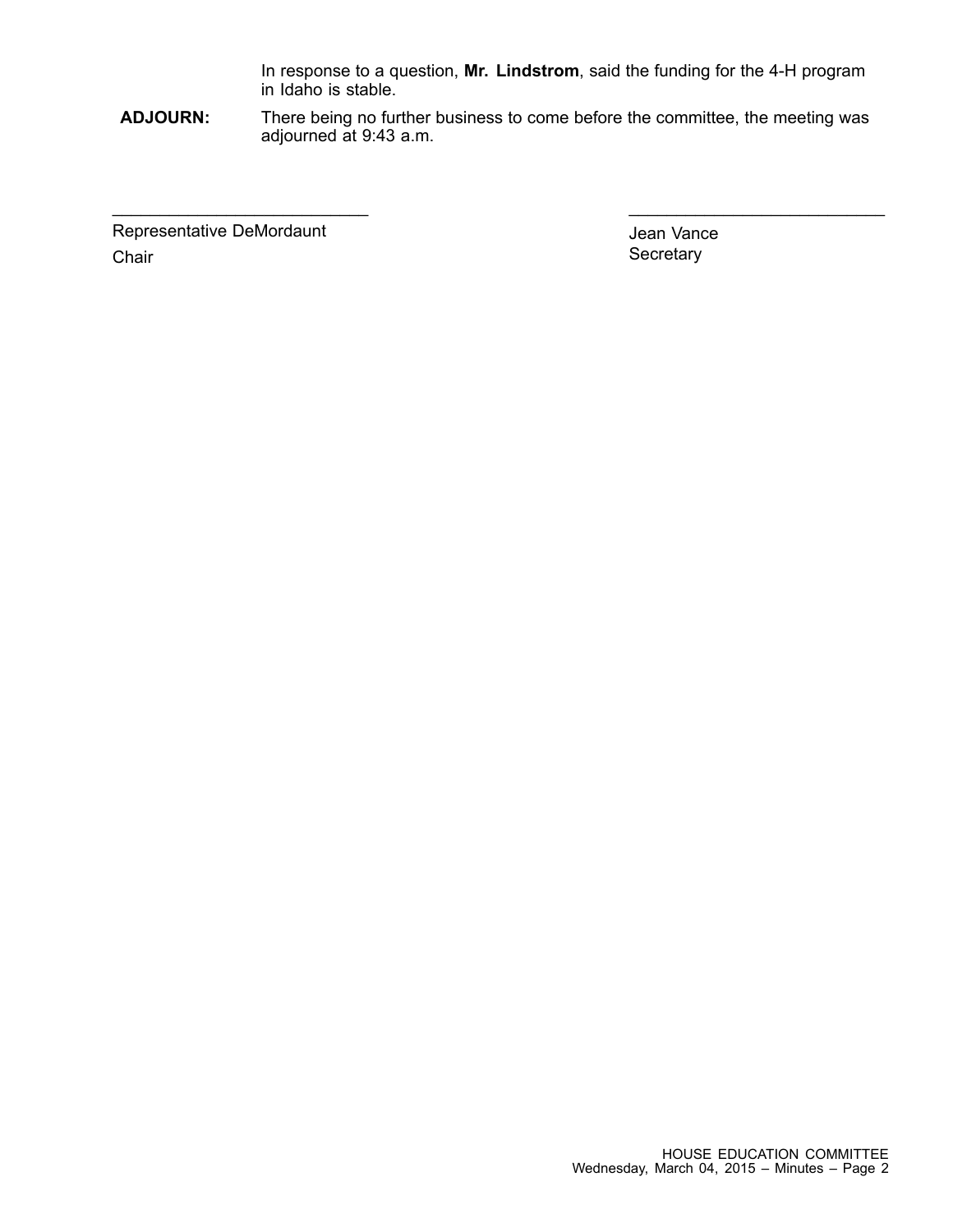In response to a question, **Mr. Lindstrom**, said the funding for the 4-H program in Idaho is stable.

**ADJOURN:** There being no further business to come before the committee, the meeting was adjourned at 9:43 a.m.

___________________________
Representative DeMordaunt
Chair

___________________________
Jean Vance
Secretary